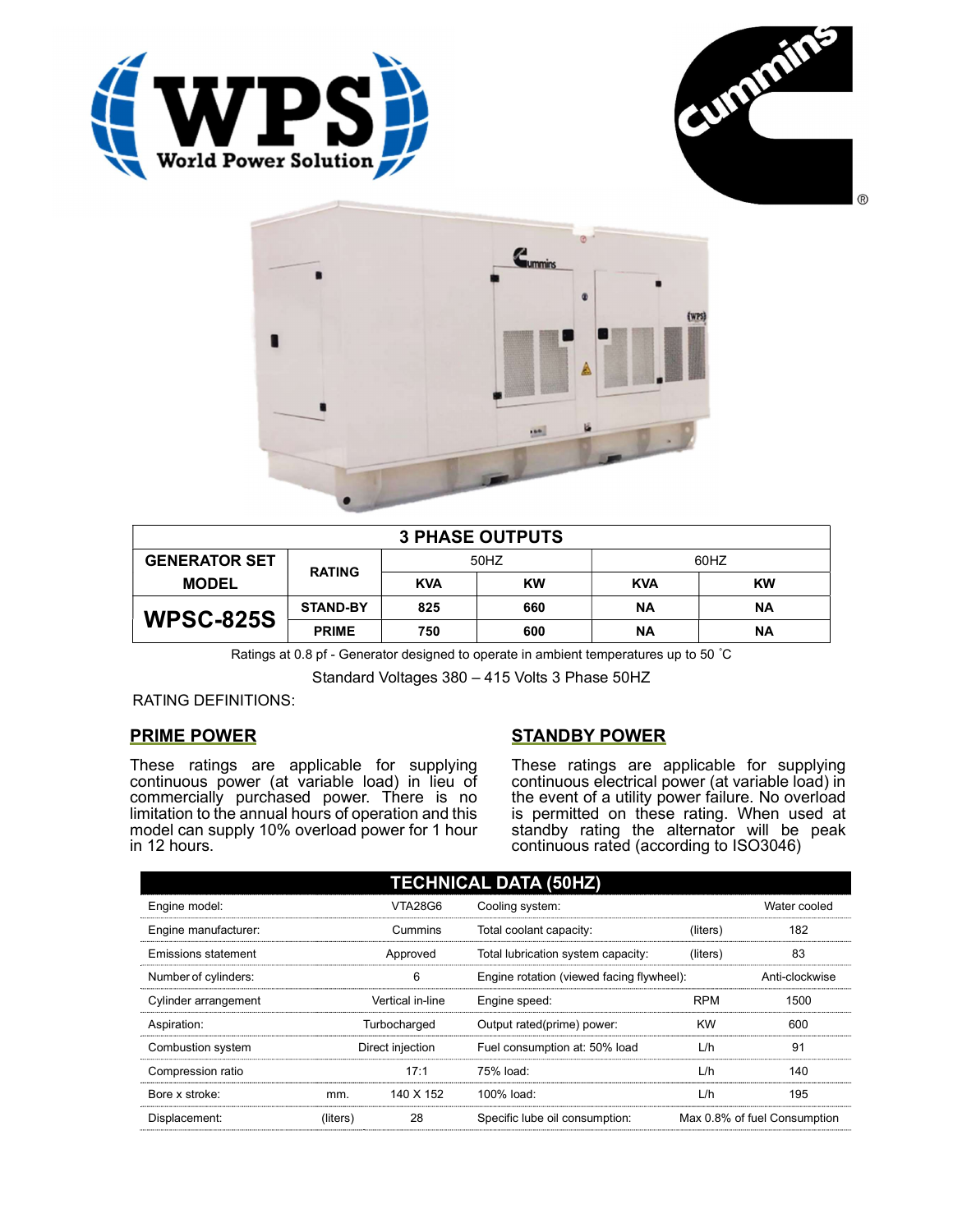| 3 PHASE OUTPUTS | | | | | | |
|---|---|---|---|---|---|---|
| GENERATOR SET MODEL | RATING | 50HZ | | 60HZ | | |
| | | KVA | KW | KVA | KW | |
| WPSC-825S | STAND-BY | 825 | 660 | NA | NA | |
| | PRIME | 750 | 600 | NA | NA | |

Ratings at 0.8 pf - Generator designed to operate in ambient temperatures up to 50 ˚C

Standard Voltages 380 – 415 Volts 3 Phase 50HZ

RATING DEFINITIONS:

## PRIME POWER

These ratings are applicable for supplying continuous power (at variable load) in lieu of commercially purchased power. There is no limitation to the annual hours of operation and this model can supply 10% overload power for 1 hour in 12 hours.

## STANDBY POWER

These ratings are applicable for supplying continuous electrical power (at variable load) in the event of a utility power failure. No overload is permitted on these rating. When used at standby rating the alternator will be peak continuous rated (according to ISO3046)

## TECHNICAL DATA (50HZ)

| | | | | | |
|---|---|---|---|---|---|
| Engine model: | | VTA28G6 | Cooling system: | | Water cooled |
| Engine manufacturer: | | Cummins | Total coolant capacity: | (liters) | 182 |
| Emissions statement | | Approved | Total lubrication system capacity: | (liters) | 83 |
| Number of cylinders: | | 6 | Engine rotation (viewed facing flywheel): | | Anti-clockwise |
| Cylinder arrangement | | Vertical in-line | Engine speed: | RPM | 1500 |
| Aspiration: | | Turbocharged | Output rated(prime) power: | KW | 600 |
| Combustion system | | Direct injection | Fuel consumption at: 50% load | L/h | 91 |
| Compression ratio | | 17:1 | 75% load: | L/h | 140 |
| Bore x stroke: | mm. | 140 X 152 | 100% load: | L/h | 195 |
| Displacement: | (liters) | 28 | Specific lube oil consumption: | | Max 0.8% of fuel Consumption |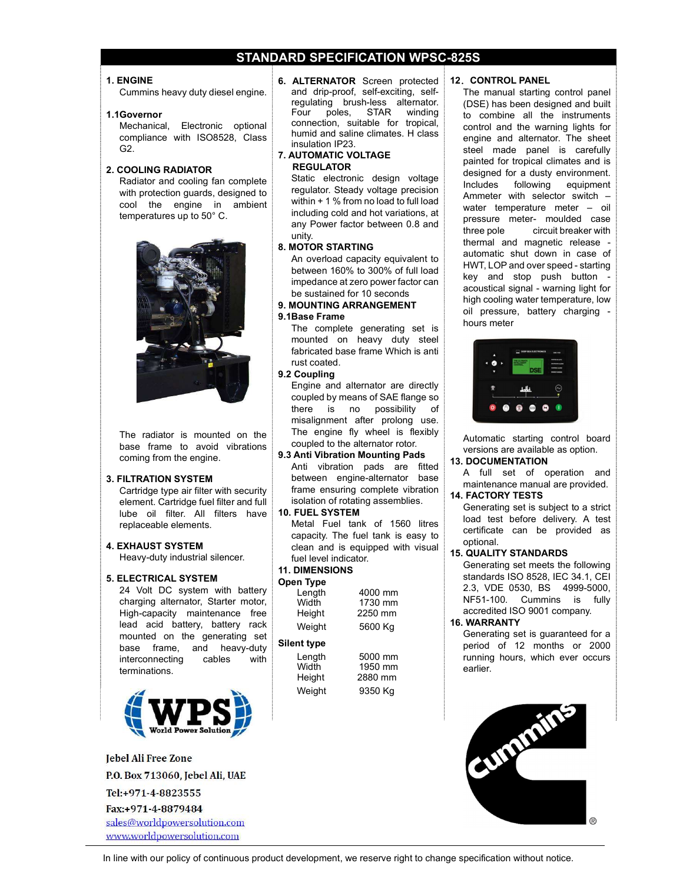# STANDARD SPECIFICATION WPSC-825S

## 1. ENGINE

Cummins heavy duty diesel engine.

### 1.1Governor

Mechanical, Electronic optional compliance with ISO8528, Class G2.

## 2. COOLING RADIATOR

Radiator and cooling fan complete with protection guards, designed to cool the engine in ambient temperatures up to 50° C.

The radiator is mounted on the base frame to avoid vibrations coming from the engine.

## 3. FILTRATION SYSTEM

Cartridge type air filter with security element. Cartridge fuel filter and full lube oil filter. All filters have replaceable elements.

## 4. EXHAUST SYSTEM

Heavy-duty industrial silencer.

## 5. ELECTRICAL SYSTEM

24 Volt DC system with battery charging alternator, Starter motor, High-capacity maintenance free lead acid battery, battery rack mounted on the generating set base frame, and heavy-duty interconnecting cables with terminations.

## 6. ALTERNATOR

Screen protected and drip-proof, self-exciting, self-regulating brush-less alternator. Four poles, STAR winding connection, suitable for tropical, humid and saline climates. H class insulation IP23.

## 7. AUTOMATIC VOLTAGE REGULATOR

Static electronic design voltage regulator. Steady voltage precision within + 1 % from no load to full load including cold and hot variations, at any Power factor between 0.8 and unity.

## 8. MOTOR STARTING

An overload capacity equivalent to between 160% to 300% of full load impedance at zero power factor can be sustained for 10 seconds

## 9. MOUNTING ARRANGEMENT

### 9.1Base Frame

The complete generating set is mounted on heavy duty steel fabricated base frame Which is anti rust coated.

### 9.2 Coupling

Engine and alternator are directly coupled by means of SAE flange so there is no possibility of misalignment after prolong use. The engine fly wheel is flexibly coupled to the alternator rotor.

### 9.3 Anti Vibration Mounting Pads

Anti vibration pads are fitted between engine-alternator base frame ensuring complete vibration isolation of rotating assemblies.

## 10. FUEL SYSTEM

Metal Fuel tank of 1560 litres capacity. The fuel tank is easy to clean and is equipped with visual fuel level indicator.

## 11. DIMENSIONS

**Open Type**

| | |
|---|---|
| Length | 4000 mm |
| Width | 1730 mm |
| Height | 2250 mm |
| Weight | 5600 Kg |

**Silent type**

| | |
|---|---|
| Length | 5000 mm |
| Width | 1950 mm |
| Height | 2880 mm |
| Weight | 9350 Kg |

## 12. CONTROL PANEL

The manual starting control panel (DSE) has been designed and built to combine all the instruments control and the warning lights for engine and alternator. The sheet steel made panel is carefully painted for tropical climates and is designed for a dusty environment. Includes following equipment Ammeter with selector switch – water temperature meter – oil pressure meter- moulded case three pole circuit breaker with thermal and magnetic release - automatic shut down in case of HWT, LOP and over speed - starting key and stop push button - acoustical signal - warning light for high cooling water temperature, low oil pressure, battery charging - hours meter

Automatic starting control board versions are available as option.

## 13. DOCUMENTATION

A full set of operation and maintenance manual are provided.

## 14. FACTORY TESTS

Generating set is subject to a strict load test before delivery. A test certificate can be provided as optional.

## 15. QUALITY STANDARDS

Generating set meets the following standards ISO 8528, IEC 34.1, CEI 2.3, VDE 0530, BS 4999-5000, NF51-100. Cummins is fully accredited ISO 9001 company.

## 16. WARRANTY

Generating set is guaranteed for a period of 12 months or 2000 running hours, which ever occurs earlier.

WPS World Power Solution

Jebel Ali Free Zone
P.O. Box 713060, Jebel Ali, UAE
Tel:+971-4-8823555
Fax:+971-4-8879484
sales@worldpowersolution.com
www.worldpowersolution.com

Cummins®

In line with our policy of continuous product development, we reserve right to change specification without notice.